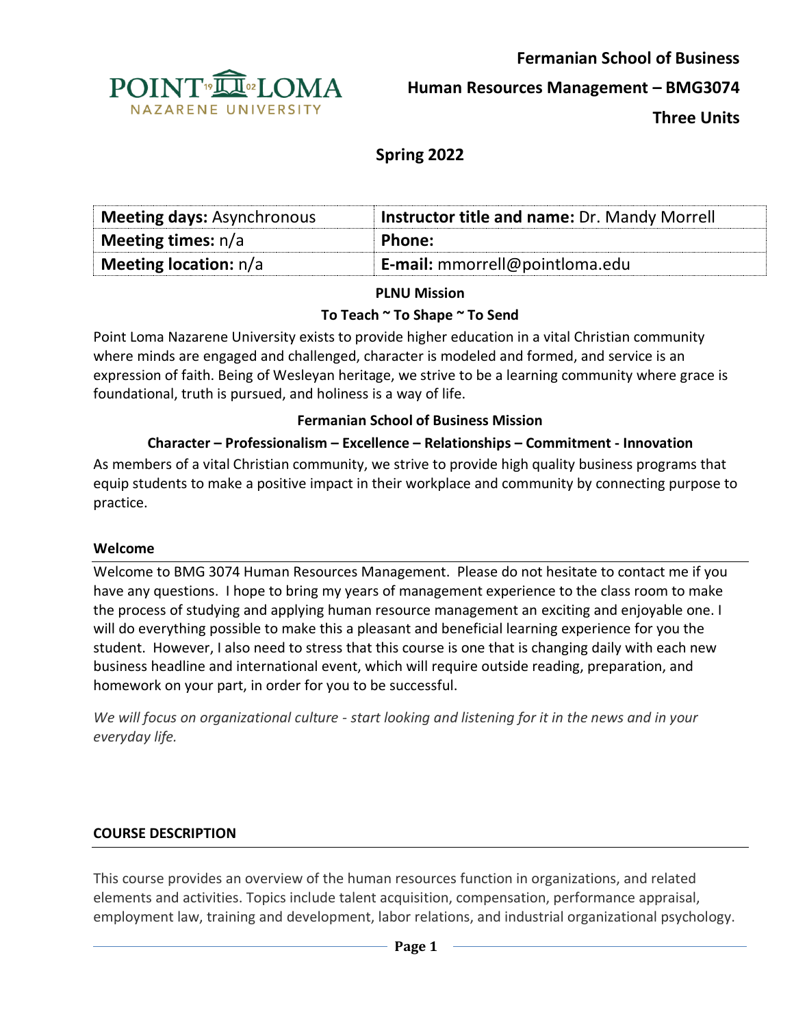**Fermanian School of Business**

**Human Resources Management – BMG3074**

**Three Units**

## Spring 2022

| **Meeting days:** Asynchronous | **Instructor title and name:** Dr. Mandy Morrell |
| --- | --- |
| **Meeting times:** n/a | **Phone:** |
| **Meeting location:** n/a | **E-mail:** mmorrell@pointloma.edu |

**PLNU Mission**

**To Teach ~ To Shape ~ To Send**

Point Loma Nazarene University exists to provide higher education in a vital Christian community where minds are engaged and challenged, character is modeled and formed, and service is an expression of faith. Being of Wesleyan heritage, we strive to be a learning community where grace is foundational, truth is pursued, and holiness is a way of life.

**Fermanian School of Business Mission**

**Character – Professionalism – Excellence – Relationships – Commitment - Innovation**

As members of a vital Christian community, we strive to provide high quality business programs that equip students to make a positive impact in their workplace and community by connecting purpose to practice.

### Welcome

Welcome to BMG 3074 Human Resources Management. Please do not hesitate to contact me if you have any questions. I hope to bring my years of management experience to the class room to make the process of studying and applying human resource management an exciting and enjoyable one. I will do everything possible to make this a pleasant and beneficial learning experience for you the student. However, I also need to stress that this course is one that is changing daily with each new business headline and international event, which will require outside reading, preparation, and homework on your part, in order for you to be successful.

*We will focus on organizational culture - start looking and listening for it in the news and in your everyday life.*

### COURSE DESCRIPTION

This course provides an overview of the human resources function in organizations, and related elements and activities. Topics include talent acquisition, compensation, performance appraisal, employment law, training and development, labor relations, and industrial organizational psychology.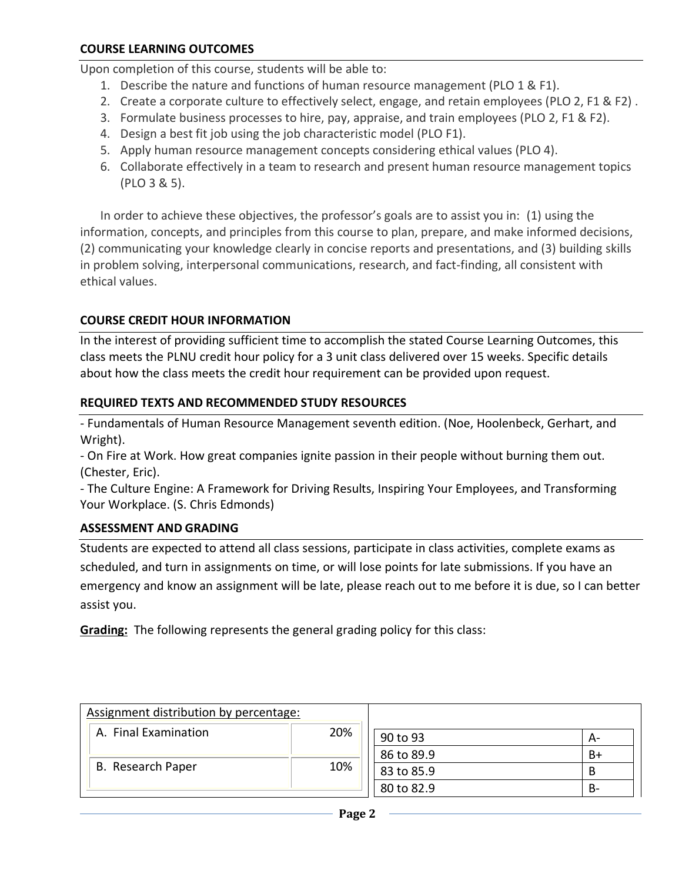**COURSE LEARNING OUTCOMES**

Upon completion of this course, students will be able to:

1. Describe the nature and functions of human resource management (PLO 1 & F1).
2. Create a corporate culture to effectively select, engage, and retain employees (PLO 2, F1 & F2) .
3. Formulate business processes to hire, pay, appraise, and train employees (PLO 2, F1 & F2).
4. Design a best fit job using the job characteristic model (PLO F1).
5. Apply human resource management concepts considering ethical values (PLO 4).
6. Collaborate effectively in a team to research and present human resource management topics (PLO 3 & 5).

In order to achieve these objectives, the professor's goals are to assist you in: (1) using the information, concepts, and principles from this course to plan, prepare, and make informed decisions, (2) communicating your knowledge clearly in concise reports and presentations, and (3) building skills in problem solving, interpersonal communications, research, and fact-finding, all consistent with ethical values.

**COURSE CREDIT HOUR INFORMATION**

In the interest of providing sufficient time to accomplish the stated Course Learning Outcomes, this class meets the PLNU credit hour policy for a 3 unit class delivered over 15 weeks. Specific details about how the class meets the credit hour requirement can be provided upon request.

**REQUIRED TEXTS AND RECOMMENDED STUDY RESOURCES**

- Fundamentals of Human Resource Management seventh edition. (Noe, Hoolenbeck, Gerhart, and Wright).
- On Fire at Work. How great companies ignite passion in their people without burning them out. (Chester, Eric).
- The Culture Engine: A Framework for Driving Results, Inspiring Your Employees, and Transforming Your Workplace. (S. Chris Edmonds)

**ASSESSMENT AND GRADING**

Students are expected to attend all class sessions, participate in class activities, complete exams as scheduled, and turn in assignments on time, or will lose points for late submissions. If you have an emergency and know an assignment will be late, please reach out to me before it is due, so I can better assist you.

**Grading:** The following represents the general grading policy for this class:

| Assignment distribution by percentage: | |
|---|---|
| A. Final Examination | 20% |
| B. Research Paper | 10% |

| | |
|---|---|
| 90 to 93 | A- |
| 86 to 89.9 | B+ |
| 83 to 85.9 | B |
| 80 to 82.9 | B- |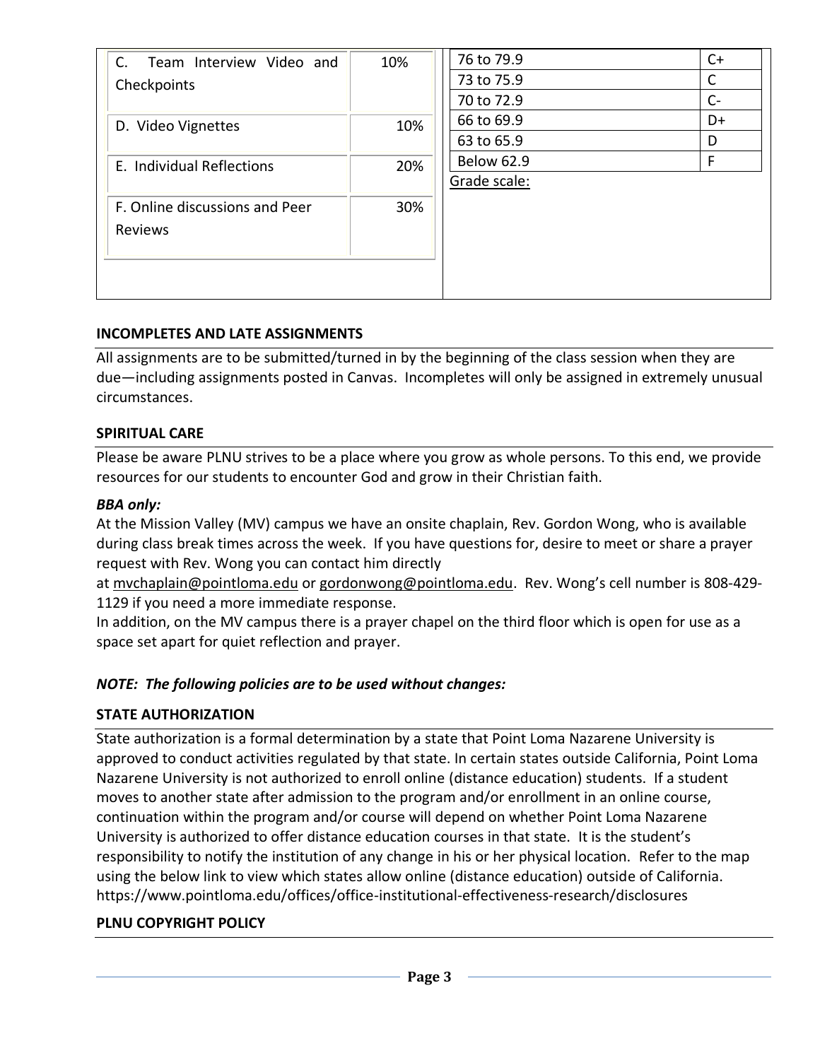| | |
|---|---|
| C. Team Interview Video and Checkpoints | 10% |
| D. Video Vignettes | 10% |
| E. Individual Reflections | 20% |
| F. Online discussions and Peer Reviews | 30% |

| | |
|---|---|
| 76 to 79.9 | C+ |
| 73 to 75.9 | C |
| 70 to 72.9 | C- |
| 66 to 69.9 | D+ |
| 63 to 65.9 | D |
| Below 62.9 | F |

Grade scale:

**INCOMPLETES AND LATE ASSIGNMENTS**

All assignments are to be submitted/turned in by the beginning of the class session when they are due—including assignments posted in Canvas. Incompletes will only be assigned in extremely unusual circumstances.

**SPIRITUAL CARE**

Please be aware PLNU strives to be a place where you grow as whole persons. To this end, we provide resources for our students to encounter God and grow in their Christian faith.

***BBA only:***

At the Mission Valley (MV) campus we have an onsite chaplain, Rev. Gordon Wong, who is available during class break times across the week. If you have questions for, desire to meet or share a prayer request with Rev. Wong you can contact him directly at mvchaplain@pointloma.edu or gordonwong@pointloma.edu. Rev. Wong's cell number is 808-429-1129 if you need a more immediate response.

In addition, on the MV campus there is a prayer chapel on the third floor which is open for use as a space set apart for quiet reflection and prayer.

***NOTE: The following policies are to be used without changes:***

**STATE AUTHORIZATION**

State authorization is a formal determination by a state that Point Loma Nazarene University is approved to conduct activities regulated by that state. In certain states outside California, Point Loma Nazarene University is not authorized to enroll online (distance education) students. If a student moves to another state after admission to the program and/or enrollment in an online course, continuation within the program and/or course will depend on whether Point Loma Nazarene University is authorized to offer distance education courses in that state. It is the student's responsibility to notify the institution of any change in his or her physical location. Refer to the map using the below link to view which states allow online (distance education) outside of California. https://www.pointloma.edu/offices/office-institutional-effectiveness-research/disclosures

**PLNU COPYRIGHT POLICY**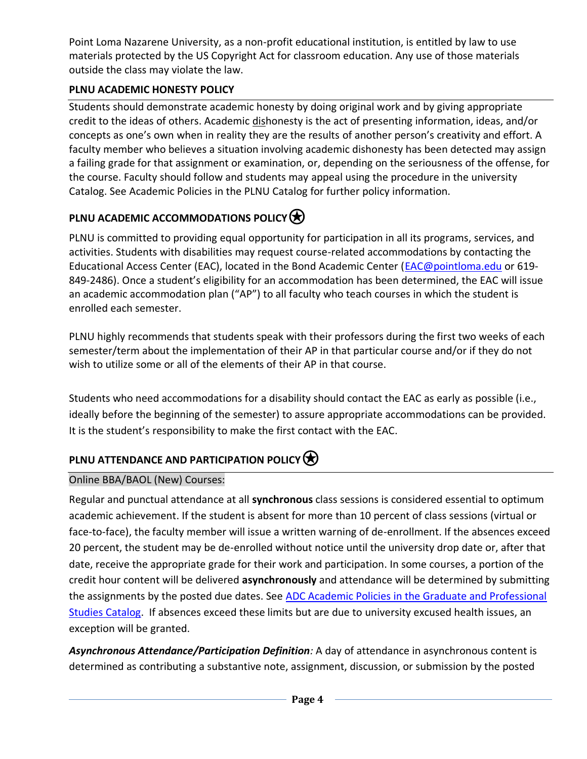Point Loma Nazarene University, as a non-profit educational institution, is entitled by law to use materials protected by the US Copyright Act for classroom education. Any use of those materials outside the class may violate the law.

## PLNU ACADEMIC HONESTY POLICY

Students should demonstrate academic honesty by doing original work and by giving appropriate credit to the ideas of others. Academic dishonesty is the act of presenting information, ideas, and/or concepts as one's own when in reality they are the results of another person's creativity and effort. A faculty member who believes a situation involving academic dishonesty has been detected may assign a failing grade for that assignment or examination, or, depending on the seriousness of the offense, for the course. Faculty should follow and students may appeal using the procedure in the university Catalog. See Academic Policies in the PLNU Catalog for further policy information.

## PLNU ACADEMIC ACCOMMODATIONS POLICY ⍟

PLNU is committed to providing equal opportunity for participation in all its programs, services, and activities. Students with disabilities may request course-related accommodations by contacting the Educational Access Center (EAC), located in the Bond Academic Center (EAC@pointloma.edu or 619-849-2486). Once a student's eligibility for an accommodation has been determined, the EAC will issue an academic accommodation plan ("AP") to all faculty who teach courses in which the student is enrolled each semester.

PLNU highly recommends that students speak with their professors during the first two weeks of each semester/term about the implementation of their AP in that particular course and/or if they do not wish to utilize some or all of the elements of their AP in that course.

Students who need accommodations for a disability should contact the EAC as early as possible (i.e., ideally before the beginning of the semester) to assure appropriate accommodations can be provided. It is the student's responsibility to make the first contact with the EAC.

## PLNU ATTENDANCE AND PARTICIPATION POLICY ⍟

Online BBA/BAOL (New) Courses:

Regular and punctual attendance at all **synchronous** class sessions is considered essential to optimum academic achievement. If the student is absent for more than 10 percent of class sessions (virtual or face-to-face), the faculty member will issue a written warning of de-enrollment. If the absences exceed 20 percent, the student may be de-enrolled without notice until the university drop date or, after that date, receive the appropriate grade for their work and participation. In some courses, a portion of the credit hour content will be delivered **asynchronously** and attendance will be determined by submitting the assignments by the posted due dates. See ADC Academic Policies in the Graduate and Professional Studies Catalog. If absences exceed these limits but are due to university excused health issues, an exception will be granted.

***Asynchronous Attendance/Participation Definition**:* A day of attendance in asynchronous content is determined as contributing a substantive note, assignment, discussion, or submission by the posted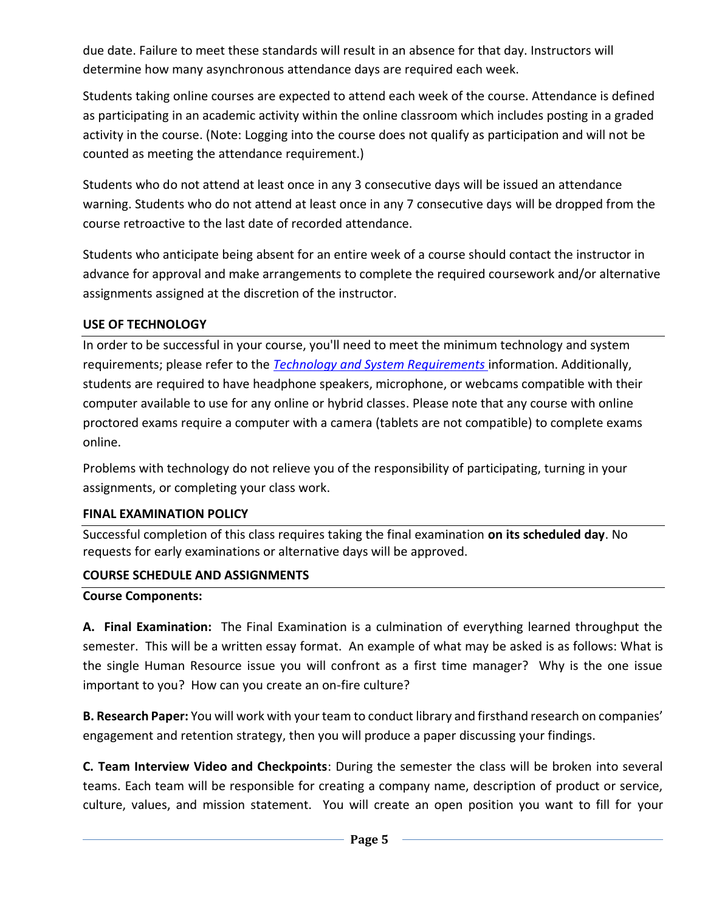due date. Failure to meet these standards will result in an absence for that day. Instructors will determine how many asynchronous attendance days are required each week.

Students taking online courses are expected to attend each week of the course. Attendance is defined as participating in an academic activity within the online classroom which includes posting in a graded activity in the course. (Note: Logging into the course does not qualify as participation and will not be counted as meeting the attendance requirement.)

Students who do not attend at least once in any 3 consecutive days will be issued an attendance warning. Students who do not attend at least once in any 7 consecutive days will be dropped from the course retroactive to the last date of recorded attendance.

Students who anticipate being absent for an entire week of a course should contact the instructor in advance for approval and make arrangements to complete the required coursework and/or alternative assignments assigned at the discretion of the instructor.

## USE OF TECHNOLOGY

In order to be successful in your course, you'll need to meet the minimum technology and system requirements; please refer to the *Technology and System Requirements* information. Additionally, students are required to have headphone speakers, microphone, or webcams compatible with their computer available to use for any online or hybrid classes. Please note that any course with online proctored exams require a computer with a camera (tablets are not compatible) to complete exams online.

Problems with technology do not relieve you of the responsibility of participating, turning in your assignments, or completing your class work.

## FINAL EXAMINATION POLICY

Successful completion of this class requires taking the final examination **on its scheduled day**. No requests for early examinations or alternative days will be approved.

## COURSE SCHEDULE AND ASSIGNMENTS

**Course Components:**

**A. Final Examination:** The Final Examination is a culmination of everything learned throughput the semester. This will be a written essay format. An example of what may be asked is as follows: What is the single Human Resource issue you will confront as a first time manager? Why is the one issue important to you? How can you create an on-fire culture?

**B. Research Paper:** You will work with your team to conduct library and firsthand research on companies' engagement and retention strategy, then you will produce a paper discussing your findings.

**C. Team Interview Video and Checkpoints**: During the semester the class will be broken into several teams. Each team will be responsible for creating a company name, description of product or service, culture, values, and mission statement. You will create an open position you want to fill for your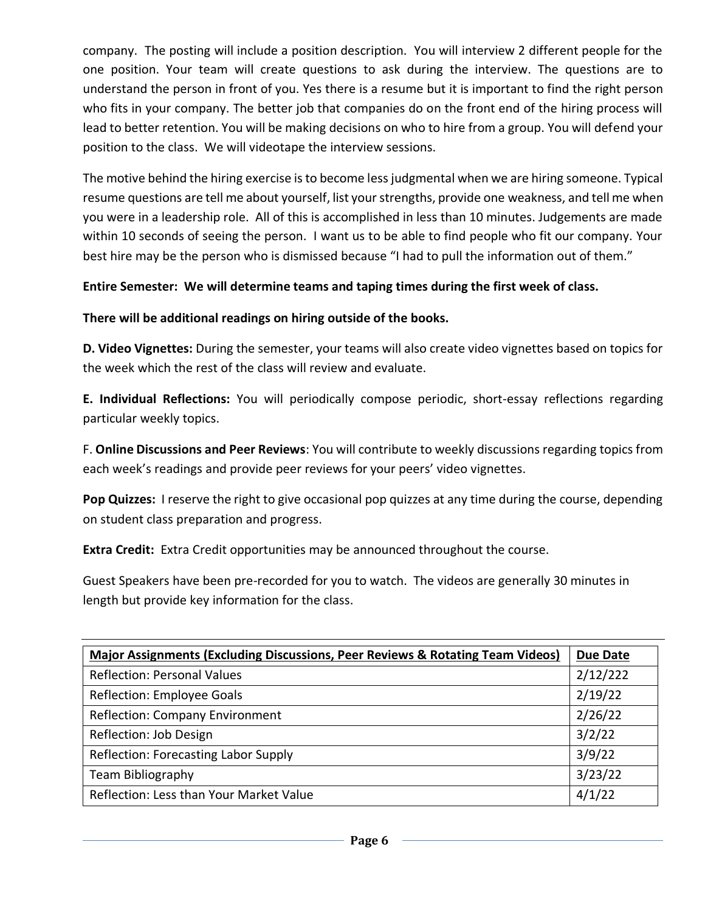company. The posting will include a position description. You will interview 2 different people for the one position. Your team will create questions to ask during the interview. The questions are to understand the person in front of you. Yes there is a resume but it is important to find the right person who fits in your company. The better job that companies do on the front end of the hiring process will lead to better retention. You will be making decisions on who to hire from a group. You will defend your position to the class. We will videotape the interview sessions.

The motive behind the hiring exercise is to become less judgmental when we are hiring someone. Typical resume questions are tell me about yourself, list your strengths, provide one weakness, and tell me when you were in a leadership role. All of this is accomplished in less than 10 minutes. Judgements are made within 10 seconds of seeing the person. I want us to be able to find people who fit our company. Your best hire may be the person who is dismissed because "I had to pull the information out of them."

**Entire Semester: We will determine teams and taping times during the first week of class.**

**There will be additional readings on hiring outside of the books.**

**D. Video Vignettes:** During the semester, your teams will also create video vignettes based on topics for the week which the rest of the class will review and evaluate.

**E. Individual Reflections:** You will periodically compose periodic, short-essay reflections regarding particular weekly topics.

F. **Online Discussions and Peer Reviews**: You will contribute to weekly discussions regarding topics from each week's readings and provide peer reviews for your peers' video vignettes.

**Pop Quizzes:** I reserve the right to give occasional pop quizzes at any time during the course, depending on student class preparation and progress.

**Extra Credit:** Extra Credit opportunities may be announced throughout the course.

Guest Speakers have been pre-recorded for you to watch. The videos are generally 30 minutes in length but provide key information for the class.

| Major Assignments (Excluding Discussions, Peer Reviews & Rotating Team Videos) | Due Date |
|---|---|
| Reflection: Personal Values | 2/12/222 |
| Reflection: Employee Goals | 2/19/22 |
| Reflection: Company Environment | 2/26/22 |
| Reflection: Job Design | 3/2/22 |
| Reflection: Forecasting Labor Supply | 3/9/22 |
| Team Bibliography | 3/23/22 |
| Reflection: Less than Your Market Value | 4/1/22 |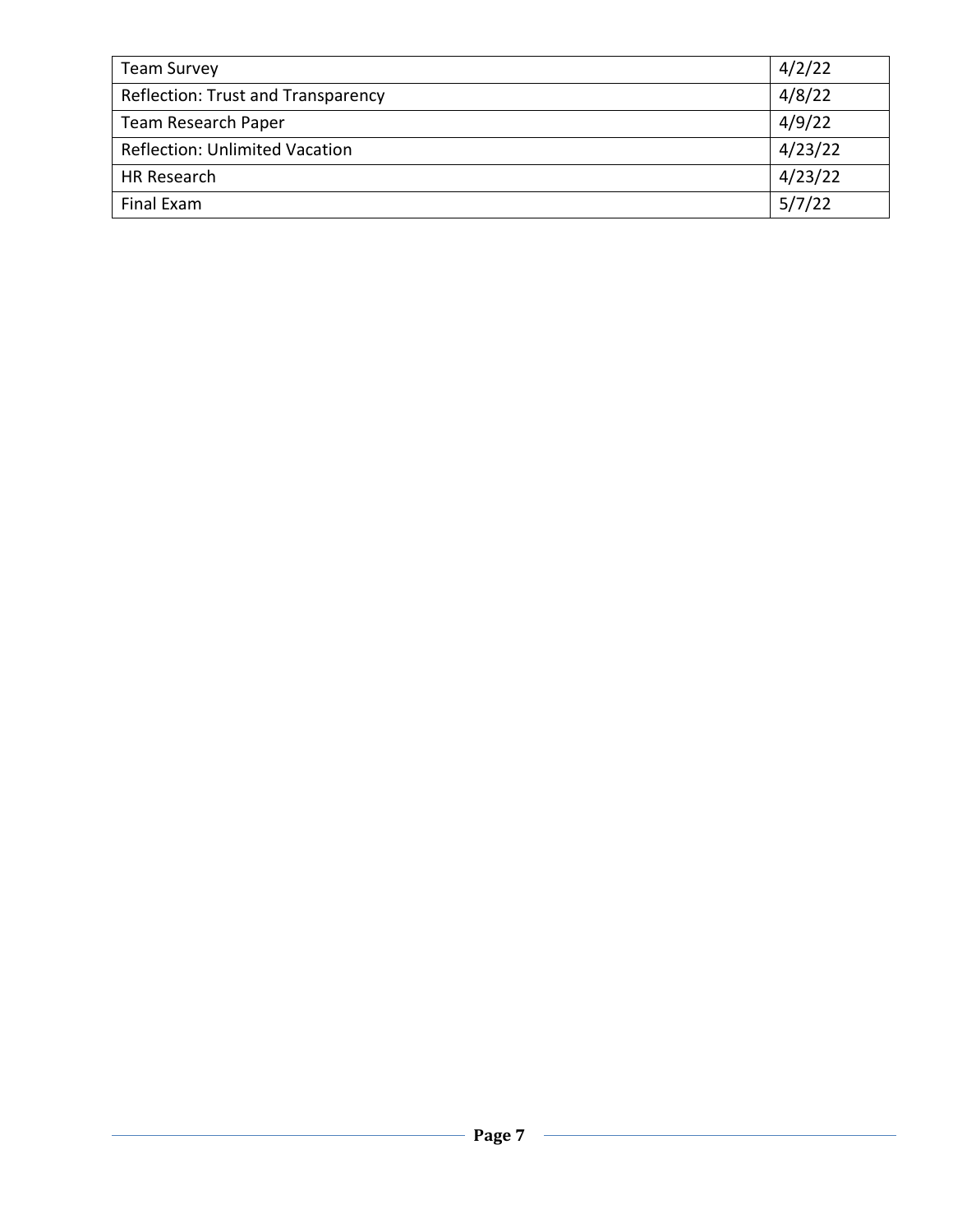| | |
|---|---|
| Team Survey | 4/2/22 |
| Reflection: Trust and Transparency | 4/8/22 |
| Team Research Paper | 4/9/22 |
| Reflection: Unlimited Vacation | 4/23/22 |
| HR Research | 4/23/22 |
| Final Exam | 5/7/22 |